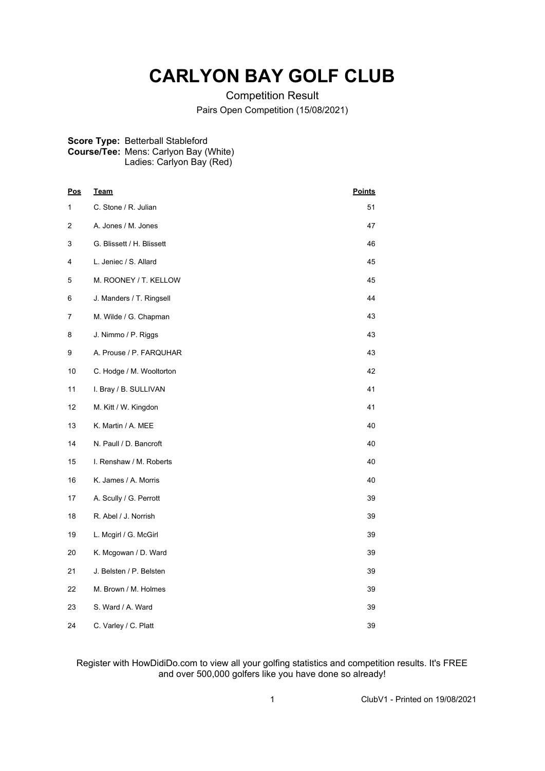# CARLYON BAY GOLF CLUB

Competition Result

Pairs Open Competition (15/08/2021)

**Score Type:** Betterball Stableford
**Course/Tee:** Mens: Carlyon Bay (White)
Ladies: Carlyon Bay (Red)

| Pos | Team | Points |
| --- | --- | --- |
| 1 | C. Stone / R. Julian | 51 |
| 2 | A. Jones / M. Jones | 47 |
| 3 | G. Blissett / H. Blissett | 46 |
| 4 | L. Jeniec / S. Allard | 45 |
| 5 | M. ROONEY / T. KELLOW | 45 |
| 6 | J. Manders / T. Ringsell | 44 |
| 7 | M. Wilde / G. Chapman | 43 |
| 8 | J. Nimmo / P. Riggs | 43 |
| 9 | A. Prouse / P. FARQUHAR | 43 |
| 10 | C. Hodge / M. Wooltorton | 42 |
| 11 | I. Bray / B. SULLIVAN | 41 |
| 12 | M. Kitt / W. Kingdon | 41 |
| 13 | K. Martin / A. MEE | 40 |
| 14 | N. Paull / D. Bancroft | 40 |
| 15 | I. Renshaw / M. Roberts | 40 |
| 16 | K. James / A. Morris | 40 |
| 17 | A. Scully / G. Perrott | 39 |
| 18 | R. Abel / J. Norrish | 39 |
| 19 | L. Mcgirl / G. McGirl | 39 |
| 20 | K. Mcgowan / D. Ward | 39 |
| 21 | J. Belsten / P. Belsten | 39 |
| 22 | M. Brown / M. Holmes | 39 |
| 23 | S. Ward / A. Ward | 39 |
| 24 | C. Varley / C. Platt | 39 |

Register with HowDidiDo.com to view all your golfing statistics and competition results. It's FREE and over 500,000 golfers like you have done so already!

ClubV1 - Printed on 19/08/2021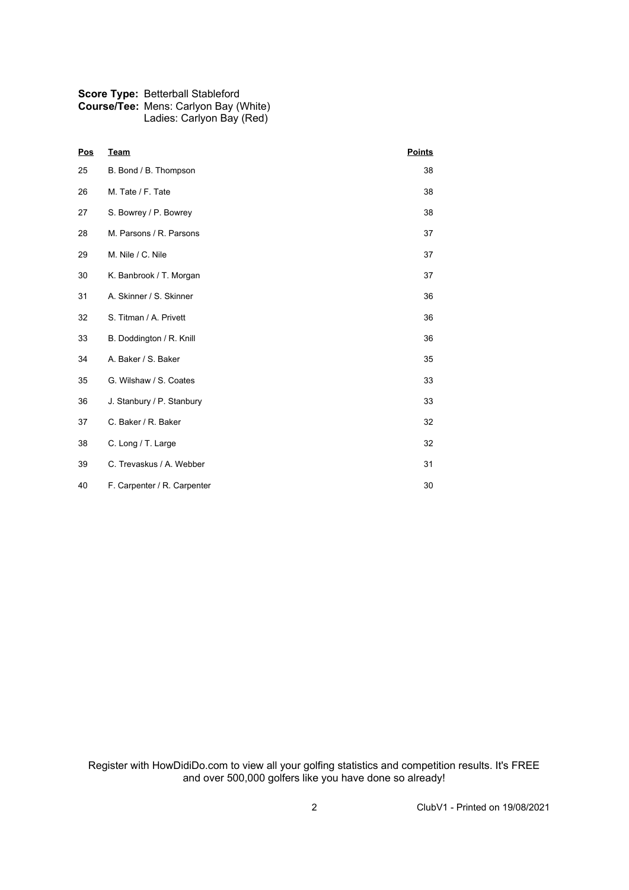**Score Type:** Betterball Stableford
**Course/Tee:** Mens: Carlyon Bay (White)
Ladies: Carlyon Bay (Red)

| Pos | Team | Points |
|---|---|---|
| 25 | B. Bond / B. Thompson | 38 |
| 26 | M. Tate / F. Tate | 38 |
| 27 | S. Bowrey / P. Bowrey | 38 |
| 28 | M. Parsons / R. Parsons | 37 |
| 29 | M. Nile / C. Nile | 37 |
| 30 | K. Banbrook / T. Morgan | 37 |
| 31 | A. Skinner / S. Skinner | 36 |
| 32 | S. Titman / A. Privett | 36 |
| 33 | B. Doddington / R. Knill | 36 |
| 34 | A. Baker / S. Baker | 35 |
| 35 | G. Wilshaw / S. Coates | 33 |
| 36 | J. Stanbury / P. Stanbury | 33 |
| 37 | C. Baker / R. Baker | 32 |
| 38 | C. Long / T. Large | 32 |
| 39 | C. Trevaskus / A. Webber | 31 |
| 40 | F. Carpenter / R. Carpenter | 30 |

Register with HowDidiDo.com to view all your golfing statistics and competition results. It's FREE and over 500,000 golfers like you have done so already!

ClubV1 - Printed on 19/08/2021